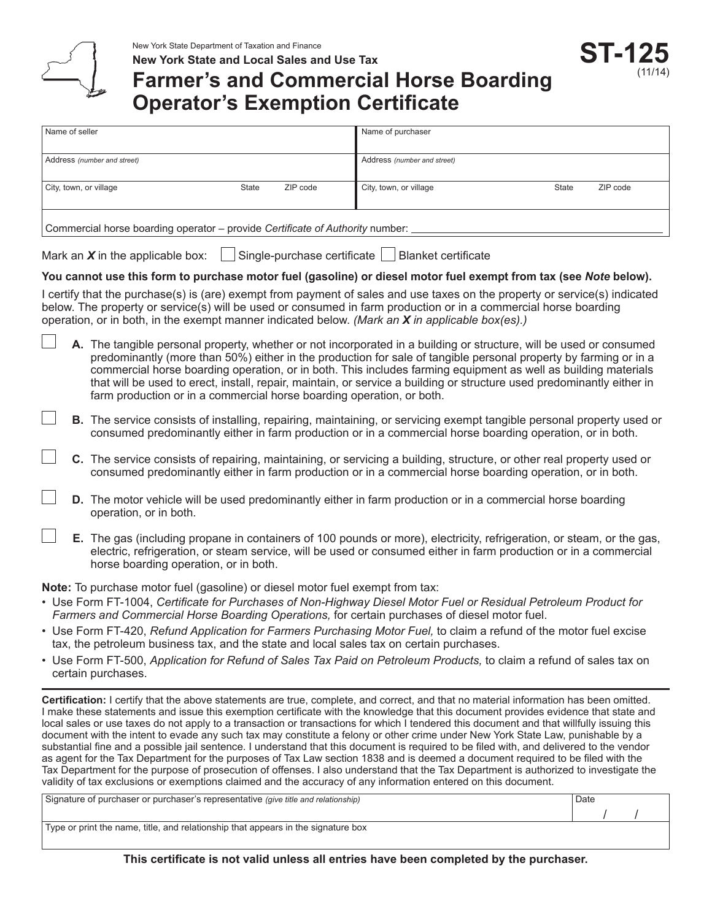New York State Department of Taxation and Finance

**New York State and Local Sales and Use Tax**

# Farmer's and Commercial Horse Boarding Operator's Exemption Certificate

**ST-125** (11/14)

| Name of seller | | | Name of purchaser | | |
|---|---|---|---|---|---|
| Address *(number and street)* | | | Address *(number and street)* | | |
| City, town, or village | State | ZIP code | City, town, or village | State | ZIP code |

Commercial horse boarding operator – provide *Certificate of Authority* number: ____________________

Mark an ***X*** in the applicable box: ☐ Single-purchase certificate ☐ Blanket certificate

**You cannot use this form to purchase motor fuel (gasoline) or diesel motor fuel exempt from tax (see *Note* below).**

I certify that the purchase(s) is (are) exempt from payment of sales and use taxes on the property or service(s) indicated below. The property or service(s) will be used or consumed in farm production or in a commercial horse boarding operation, or in both, in the exempt manner indicated below. *(Mark an **X** in applicable box(es).)*

☐ **A.** The tangible personal property, whether or not incorporated in a building or structure, will be used or consumed predominantly (more than 50%) either in the production for sale of tangible personal property by farming or in a commercial horse boarding operation, or in both. This includes farming equipment as well as building materials that will be used to erect, install, repair, maintain, or service a building or structure used predominantly either in farm production or in a commercial horse boarding operation, or both.

☐ **B.** The service consists of installing, repairing, maintaining, or servicing exempt tangible personal property used or consumed predominantly either in farm production or in a commercial horse boarding operation, or in both.

☐ **C.** The service consists of repairing, maintaining, or servicing a building, structure, or other real property used or consumed predominantly either in farm production or in a commercial horse boarding operation, or in both.

☐ **D.** The motor vehicle will be used predominantly either in farm production or in a commercial horse boarding operation, or in both.

☐ **E.** The gas (including propane in containers of 100 pounds or more), electricity, refrigeration, or steam, or the gas, electric, refrigeration, or steam service, will be used or consumed either in farm production or in a commercial horse boarding operation, or in both.

**Note:** To purchase motor fuel (gasoline) or diesel motor fuel exempt from tax:

- Use Form FT-1004, *Certificate for Purchases of Non-Highway Diesel Motor Fuel or Residual Petroleum Product for Farmers and Commercial Horse Boarding Operations,* for certain purchases of diesel motor fuel.
- Use Form FT-420, *Refund Application for Farmers Purchasing Motor Fuel,* to claim a refund of the motor fuel excise tax, the petroleum business tax, and the state and local sales tax on certain purchases.
- Use Form FT-500, *Application for Refund of Sales Tax Paid on Petroleum Products,* to claim a refund of sales tax on certain purchases.

**Certification:** I certify that the above statements are true, complete, and correct, and that no material information has been omitted. I make these statements and issue this exemption certificate with the knowledge that this document provides evidence that state and local sales or use taxes do not apply to a transaction or transactions for which I tendered this document and that willfully issuing this document with the intent to evade any such tax may constitute a felony or other crime under New York State Law, punishable by a substantial fine and a possible jail sentence. I understand that this document is required to be filed with, and delivered to the vendor as agent for the Tax Department for the purposes of Tax Law section 1838 and is deemed a document required to be filed with the Tax Department for the purpose of prosecution of offenses. I also understand that the Tax Department is authorized to investigate the validity of tax exclusions or exemptions claimed and the accuracy of any information entered on this document.

| Signature of purchaser or purchaser's representative *(give title and relationship)* | Date / / |
|---|---|
| Type or print the name, title, and relationship that appears in the signature box | |

**This certificate is not valid unless all entries have been completed by the purchaser.**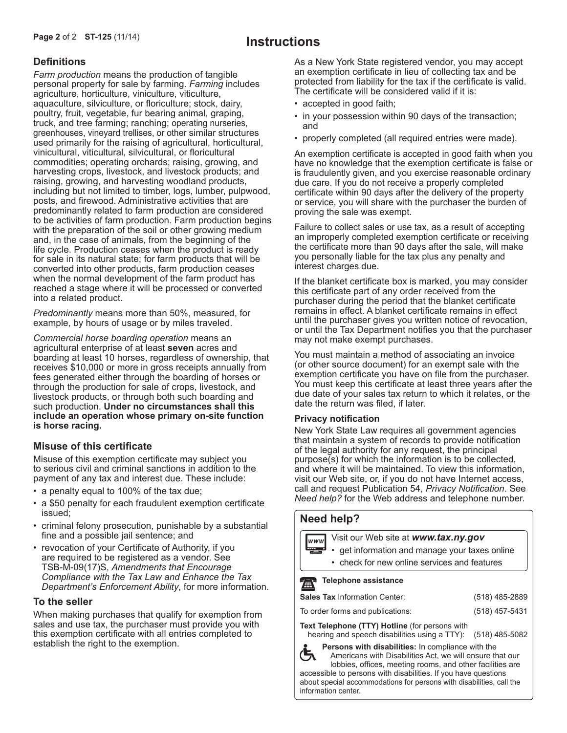# Instructions

## Definitions

*Farm production* means the production of tangible personal property for sale by farming. *Farming* includes agriculture, horticulture, viniculture, viticulture, aquaculture, silviculture, or floriculture; stock, dairy, poultry, fruit, vegetable, fur bearing animal, graping, truck, and tree farming; ranching; operating nurseries, greenhouses, vineyard trellises, or other similar structures used primarily for the raising of agricultural, horticultural, vinicultural, viticultural, silvicultural, or floricultural commodities; operating orchards; raising, growing, and harvesting crops, livestock, and livestock products; and raising, growing, and harvesting woodland products, including but not limited to timber, logs, lumber, pulpwood, posts, and firewood. Administrative activities that are predominantly related to farm production are considered to be activities of farm production. Farm production begins with the preparation of the soil or other growing medium and, in the case of animals, from the beginning of the life cycle. Production ceases when the product is ready for sale in its natural state; for farm products that will be converted into other products, farm production ceases when the normal development of the farm product has reached a stage where it will be processed or converted into a related product.

*Predominantly* means more than 50%, measured, for example, by hours of usage or by miles traveled.

*Commercial horse boarding operation* means an agricultural enterprise of at least **seven** acres and boarding at least 10 horses, regardless of ownership, that receives $10,000 or more in gross receipts annually from fees generated either through the boarding of horses or through the production for sale of crops, livestock, and livestock products, or through both such boarding and such production. **Under no circumstances shall this include an operation whose primary on-site function is horse racing.**

## Misuse of this certificate

Misuse of this exemption certificate may subject you to serious civil and criminal sanctions in addition to the payment of any tax and interest due. These include:

- a penalty equal to 100% of the tax due;
- a $50 penalty for each fraudulent exemption certificate issued;
- criminal felony prosecution, punishable by a substantial fine and a possible jail sentence; and
- revocation of your Certificate of Authority, if you are required to be registered as a vendor. See TSB-M-09(17)S, *Amendments that Encourage Compliance with the Tax Law and Enhance the Tax Department's Enforcement Ability*, for more information.

## To the seller

When making purchases that qualify for exemption from sales and use tax, the purchaser must provide you with this exemption certificate with all entries completed to establish the right to the exemption.

As a New York State registered vendor, you may accept an exemption certificate in lieu of collecting tax and be protected from liability for the tax if the certificate is valid. The certificate will be considered valid if it is:

- accepted in good faith;
- in your possession within 90 days of the transaction; and
- properly completed (all required entries were made).

An exemption certificate is accepted in good faith when you have no knowledge that the exemption certificate is false or is fraudulently given, and you exercise reasonable ordinary due care. If you do not receive a properly completed certificate within 90 days after the delivery of the property or service, you will share with the purchaser the burden of proving the sale was exempt.

Failure to collect sales or use tax, as a result of accepting an improperly completed exemption certificate or receiving the certificate more than 90 days after the sale, will make you personally liable for the tax plus any penalty and interest charges due.

If the blanket certificate box is marked, you may consider this certificate part of any order received from the purchaser during the period that the blanket certificate remains in effect. A blanket certificate remains in effect until the purchaser gives you written notice of revocation, or until the Tax Department notifies you that the purchaser may not make exempt purchases.

You must maintain a method of associating an invoice (or other source document) for an exempt sale with the exemption certificate you have on file from the purchaser. You must keep this certificate at least three years after the due date of your sales tax return to which it relates, or the date the return was filed, if later.

### Privacy notification

New York State Law requires all government agencies that maintain a system of records to provide notification of the legal authority for any request, the principal purpose(s) for which the information is to be collected, and where it will be maintained. To view this information, visit our Web site, or, if you do not have Internet access, call and request Publication 54, *Privacy Notification*. See *Need help?* for the Web address and telephone number.

## Need help?

Visit our Web site at ***www.tax.ny.gov***

- get information and manage your taxes online
- check for new online services and features

**Telephone assistance**

| | |
|---|---|
| **Sales Tax** Information Center: | (518) 485-2889 |
| To order forms and publications: | (518) 457-5431 |
| **Text Telephone (TTY) Hotline** (for persons with hearing and speech disabilities using a TTY): | (518) 485-5082 |

**Persons with disabilities:** In compliance with the Americans with Disabilities Act, we will ensure that our lobbies, offices, meeting rooms, and other facilities are accessible to persons with disabilities. If you have questions about special accommodations for persons with disabilities, call the information center.